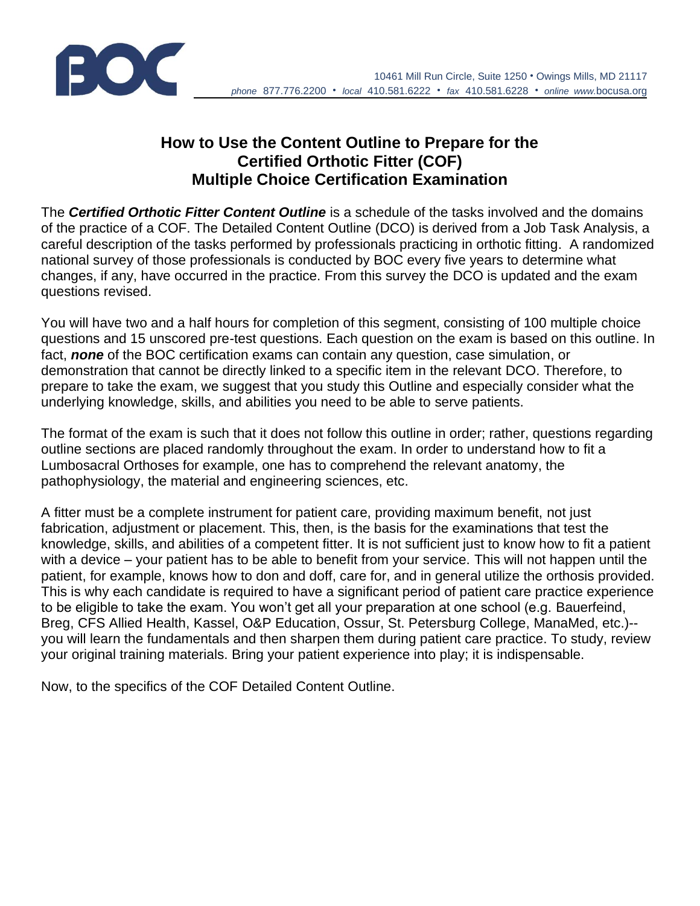BOC

10461 Mill Run Circle, Suite 1250 • Owings Mills, MD 21117
*phone* 877.776.2200 • *local* 410.581.6222 • *fax* 410.581.6228 • *online www.*bocusa.org

# How to Use the Content Outline to Prepare for the Certified Orthotic Fitter (COF) Multiple Choice Certification Examination

The ***Certified Orthotic Fitter Content Outline*** is a schedule of the tasks involved and the domains of the practice of a COF. The Detailed Content Outline (DCO) is derived from a Job Task Analysis, a careful description of the tasks performed by professionals practicing in orthotic fitting. A randomized national survey of those professionals is conducted by BOC every five years to determine what changes, if any, have occurred in the practice. From this survey the DCO is updated and the exam questions revised.

You will have two and a half hours for completion of this segment, consisting of 100 multiple choice questions and 15 unscored pre-test questions. Each question on the exam is based on this outline. In fact, ***none*** of the BOC certification exams can contain any question, case simulation, or demonstration that cannot be directly linked to a specific item in the relevant DCO. Therefore, to prepare to take the exam, we suggest that you study this Outline and especially consider what the underlying knowledge, skills, and abilities you need to be able to serve patients.

The format of the exam is such that it does not follow this outline in order; rather, questions regarding outline sections are placed randomly throughout the exam. In order to understand how to fit a Lumbosacral Orthoses for example, one has to comprehend the relevant anatomy, the pathophysiology, the material and engineering sciences, etc.

A fitter must be a complete instrument for patient care, providing maximum benefit, not just fabrication, adjustment or placement. This, then, is the basis for the examinations that test the knowledge, skills, and abilities of a competent fitter. It is not sufficient just to know how to fit a patient with a device – your patient has to be able to benefit from your service. This will not happen until the patient, for example, knows how to don and doff, care for, and in general utilize the orthosis provided. This is why each candidate is required to have a significant period of patient care practice experience to be eligible to take the exam. You won't get all your preparation at one school (e.g. Bauerfeind, Breg, CFS Allied Health, Kassel, O&P Education, Ossur, St. Petersburg College, ManaMed, etc.)--you will learn the fundamentals and then sharpen them during patient care practice. To study, review your original training materials. Bring your patient experience into play; it is indispensable.

Now, to the specifics of the COF Detailed Content Outline.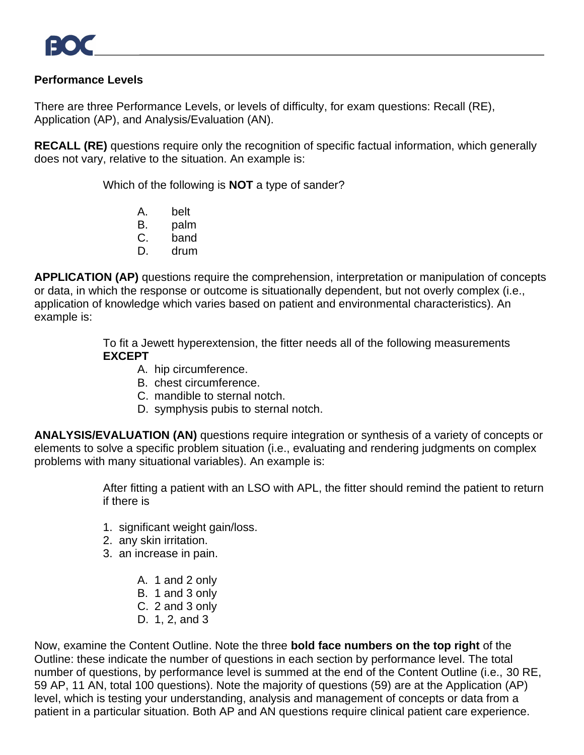## Performance Levels

There are three Performance Levels, or levels of difficulty, for exam questions: Recall (RE), Application (AP), and Analysis/Evaluation (AN).

**RECALL (RE)** questions require only the recognition of specific factual information, which generally does not vary, relative to the situation. An example is:

> Which of the following is **NOT** a type of sander?
>
> A. belt
> B. palm
> C. band
> D. drum

**APPLICATION (AP)** questions require the comprehension, interpretation or manipulation of concepts or data, in which the response or outcome is situationally dependent, but not overly complex (i.e., application of knowledge which varies based on patient and environmental characteristics). An example is:

> To fit a Jewett hyperextension, the fitter needs all of the following measurements **EXCEPT**
>
> A. hip circumference.
> B. chest circumference.
> C. mandible to sternal notch.
> D. symphysis pubis to sternal notch.

**ANALYSIS/EVALUATION (AN)** questions require integration or synthesis of a variety of concepts or elements to solve a specific problem situation (i.e., evaluating and rendering judgments on complex problems with many situational variables). An example is:

> After fitting a patient with an LSO with APL, the fitter should remind the patient to return if there is
>
> 1. significant weight gain/loss.
> 2. any skin irritation.
> 3. an increase in pain.
>
> A. 1 and 2 only
> B. 1 and 3 only
> C. 2 and 3 only
> D. 1, 2, and 3

Now, examine the Content Outline. Note the three **bold face numbers on the top right** of the Outline: these indicate the number of questions in each section by performance level. The total number of questions, by performance level is summed at the end of the Content Outline (i.e., 30 RE, 59 AP, 11 AN, total 100 questions). Note the majority of questions (59) are at the Application (AP) level, which is testing your understanding, analysis and management of concepts or data from a patient in a particular situation. Both AP and AN questions require clinical patient care experience.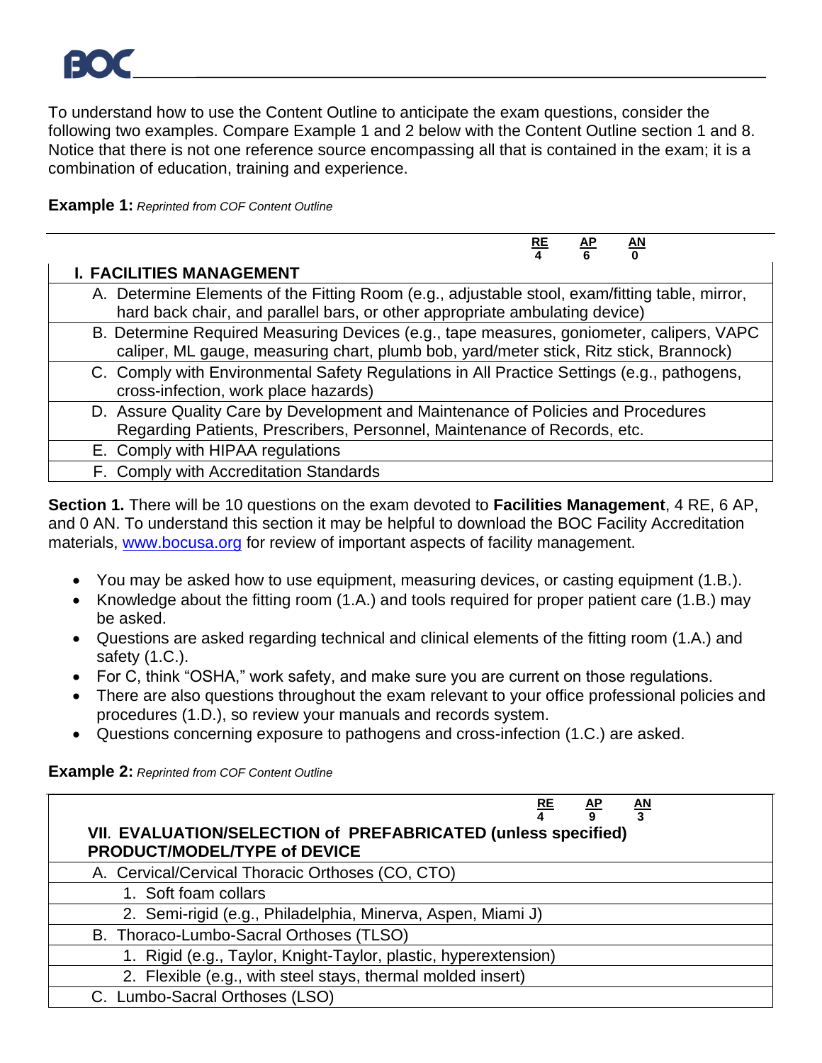To understand how to use the Content Outline to anticipate the exam questions, consider the following two examples. Compare Example 1 and 2 below with the Content Outline section 1 and 8. Notice that there is not one reference source encompassing all that is contained in the exam; it is a combination of education, training and experience.

**Example 1:** *Reprinted from COF Content Outline*

| | RE | AP | AN |
|---|---|---|---|
| | 4 | 6 | 0 |
| **I. FACILITIES MANAGEMENT** | | | |
| A. Determine Elements of the Fitting Room (e.g., adjustable stool, exam/fitting table, mirror, hard back chair, and parallel bars, or other appropriate ambulating device) | | | |
| B. Determine Required Measuring Devices (e.g., tape measures, goniometer, calipers, VAPC caliper, ML gauge, measuring chart, plumb bob, yard/meter stick, Ritz stick, Brannock) | | | |
| C. Comply with Environmental Safety Regulations in All Practice Settings (e.g., pathogens, cross-infection, work place hazards) | | | |
| D. Assure Quality Care by Development and Maintenance of Policies and Procedures Regarding Patients, Prescribers, Personnel, Maintenance of Records, etc. | | | |
| E. Comply with HIPAA regulations | | | |
| F. Comply with Accreditation Standards | | | |

**Section 1.** There will be 10 questions on the exam devoted to **Facilities Management**, 4 RE, 6 AP, and 0 AN. To understand this section it may be helpful to download the BOC Facility Accreditation materials, [www.bocusa.org](http://www.bocusa.org) for review of important aspects of facility management.

- You may be asked how to use equipment, measuring devices, or casting equipment (1.B.).
- Knowledge about the fitting room (1.A.) and tools required for proper patient care (1.B.) may be asked.
- Questions are asked regarding technical and clinical elements of the fitting room (1.A.) and safety (1.C.).
- For C, think "OSHA," work safety, and make sure you are current on those regulations.
- There are also questions throughout the exam relevant to your office professional policies and procedures (1.D.), so review your manuals and records system.
- Questions concerning exposure to pathogens and cross-infection (1.C.) are asked.

**Example 2:** *Reprinted from COF Content Outline*

| | RE | AP | AN |
|---|---|---|---|
| | 4 | 9 | 3 |
| **VII. EVALUATION/SELECTION of PREFABRICATED (unless specified) PRODUCT/MODEL/TYPE of DEVICE** | | | |
| A. Cervical/Cervical Thoracic Orthoses (CO, CTO) | | | |
| 1. Soft foam collars | | | |
| 2. Semi-rigid (e.g., Philadelphia, Minerva, Aspen, Miami J) | | | |
| B. Thoraco-Lumbo-Sacral Orthoses (TLSO) | | | |
| 1. Rigid (e.g., Taylor, Knight-Taylor, plastic, hyperextension) | | | |
| 2. Flexible (e.g., with steel stays, thermal molded insert) | | | |
| C. Lumbo-Sacral Orthoses (LSO) | | | |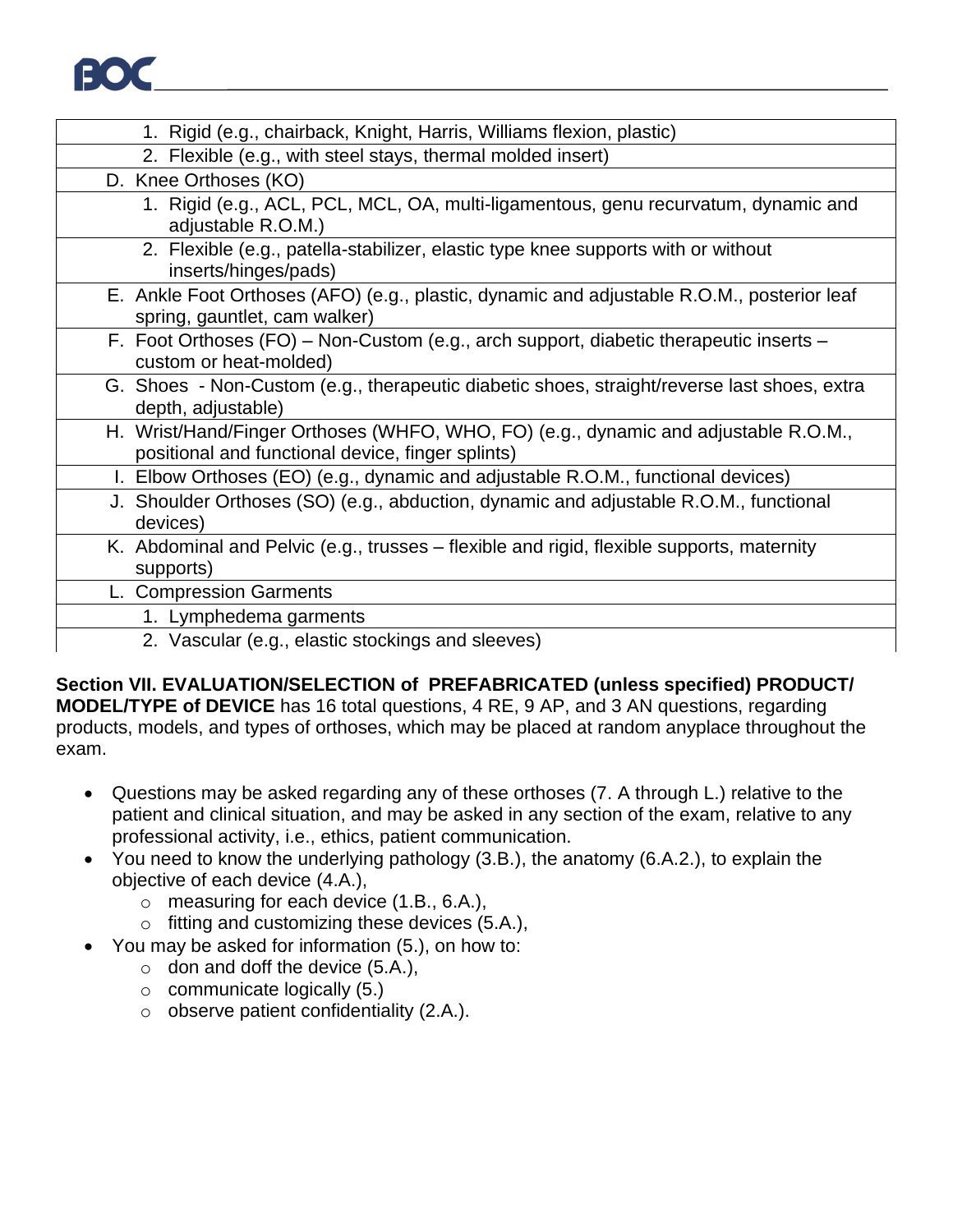| |
|---|
| 1. Rigid (e.g., chairback, Knight, Harris, Williams flexion, plastic) |
| 2. Flexible (e.g., with steel stays, thermal molded insert) |
| D. Knee Orthoses (KO) |
| 1. Rigid (e.g., ACL, PCL, MCL, OA, multi-ligamentous, genu recurvatum, dynamic and adjustable R.O.M.) |
| 2. Flexible (e.g., patella-stabilizer, elastic type knee supports with or without inserts/hinges/pads) |
| E. Ankle Foot Orthoses (AFO) (e.g., plastic, dynamic and adjustable R.O.M., posterior leaf spring, gauntlet, cam walker) |
| F. Foot Orthoses (FO) – Non-Custom (e.g., arch support, diabetic therapeutic inserts – custom or heat-molded) |
| G. Shoes - Non-Custom (e.g., therapeutic diabetic shoes, straight/reverse last shoes, extra depth, adjustable) |
| H. Wrist/Hand/Finger Orthoses (WHFO, WHO, FO) (e.g., dynamic and adjustable R.O.M., positional and functional device, finger splints) |
| I. Elbow Orthoses (EO) (e.g., dynamic and adjustable R.O.M., functional devices) |
| J. Shoulder Orthoses (SO) (e.g., abduction, dynamic and adjustable R.O.M., functional devices) |
| K. Abdominal and Pelvic (e.g., trusses – flexible and rigid, flexible supports, maternity supports) |
| L. Compression Garments |
| 1. Lymphedema garments |
| 2. Vascular (e.g., elastic stockings and sleeves) |

**Section VII. EVALUATION/SELECTION of PREFABRICATED (unless specified) PRODUCT/ MODEL/TYPE of DEVICE** has 16 total questions, 4 RE, 9 AP, and 3 AN questions, regarding products, models, and types of orthoses, which may be placed at random anyplace throughout the exam.

- Questions may be asked regarding any of these orthoses (7. A through L.) relative to the patient and clinical situation, and may be asked in any section of the exam, relative to any professional activity, i.e., ethics, patient communication.
- You need to know the underlying pathology (3.B.), the anatomy (6.A.2.), to explain the objective of each device (4.A.),
  - measuring for each device (1.B., 6.A.),
  - fitting and customizing these devices (5.A.),
- You may be asked for information (5.), on how to:
  - don and doff the device (5.A.),
  - communicate logically (5.)
  - observe patient confidentiality (2.A.).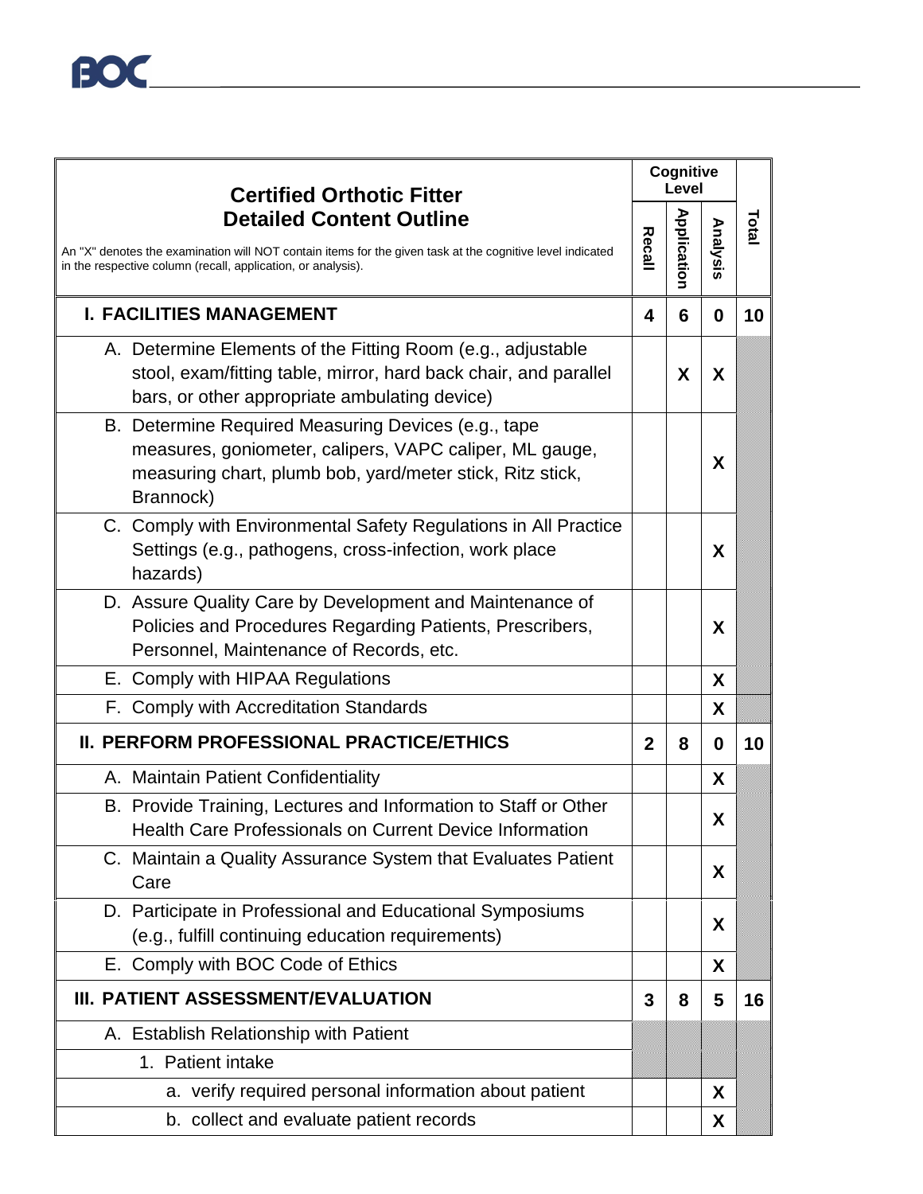| **Certified Orthotic Fitter Detailed Content Outline**<br><br>An "X" denotes the examination will NOT contain items for the given task at the cognitive level indicated in the respective column (recall, application, or analysis). | **Cognitive Level** | | | **Total** |
|---|---|---|---|---|
| | **Recall** | **Application** | **Analysis** | |
| **I. FACILITIES MANAGEMENT** | **4** | **6** | **0** | **10** |
| A. Determine Elements of the Fitting Room (e.g., adjustable stool, exam/fitting table, mirror, hard back chair, and parallel bars, or other appropriate ambulating device) | | X | X | |
| B. Determine Required Measuring Devices (e.g., tape measures, goniometer, calipers, VAPC caliper, ML gauge, measuring chart, plumb bob, yard/meter stick, Ritz stick, Brannock) | | | X | |
| C. Comply with Environmental Safety Regulations in All Practice Settings (e.g., pathogens, cross-infection, work place hazards) | | | X | |
| D. Assure Quality Care by Development and Maintenance of Policies and Procedures Regarding Patients, Prescribers, Personnel, Maintenance of Records, etc. | | | X | |
| E. Comply with HIPAA Regulations | | | X | |
| F. Comply with Accreditation Standards | | | X | |
| **II. PERFORM PROFESSIONAL PRACTICE/ETHICS** | **2** | **8** | **0** | **10** |
| A. Maintain Patient Confidentiality | | | X | |
| B. Provide Training, Lectures and Information to Staff or Other Health Care Professionals on Current Device Information | | | X | |
| C. Maintain a Quality Assurance System that Evaluates Patient Care | | | X | |
| D. Participate in Professional and Educational Symposiums (e.g., fulfill continuing education requirements) | | | X | |
| E. Comply with BOC Code of Ethics | | | X | |
| **III. PATIENT ASSESSMENT/EVALUATION** | **3** | **8** | **5** | **16** |
| A. Establish Relationship with Patient | | | | |
| 1. Patient intake | | | | |
| a. verify required personal information about patient | | | X | |
| b. collect and evaluate patient records | | | X | |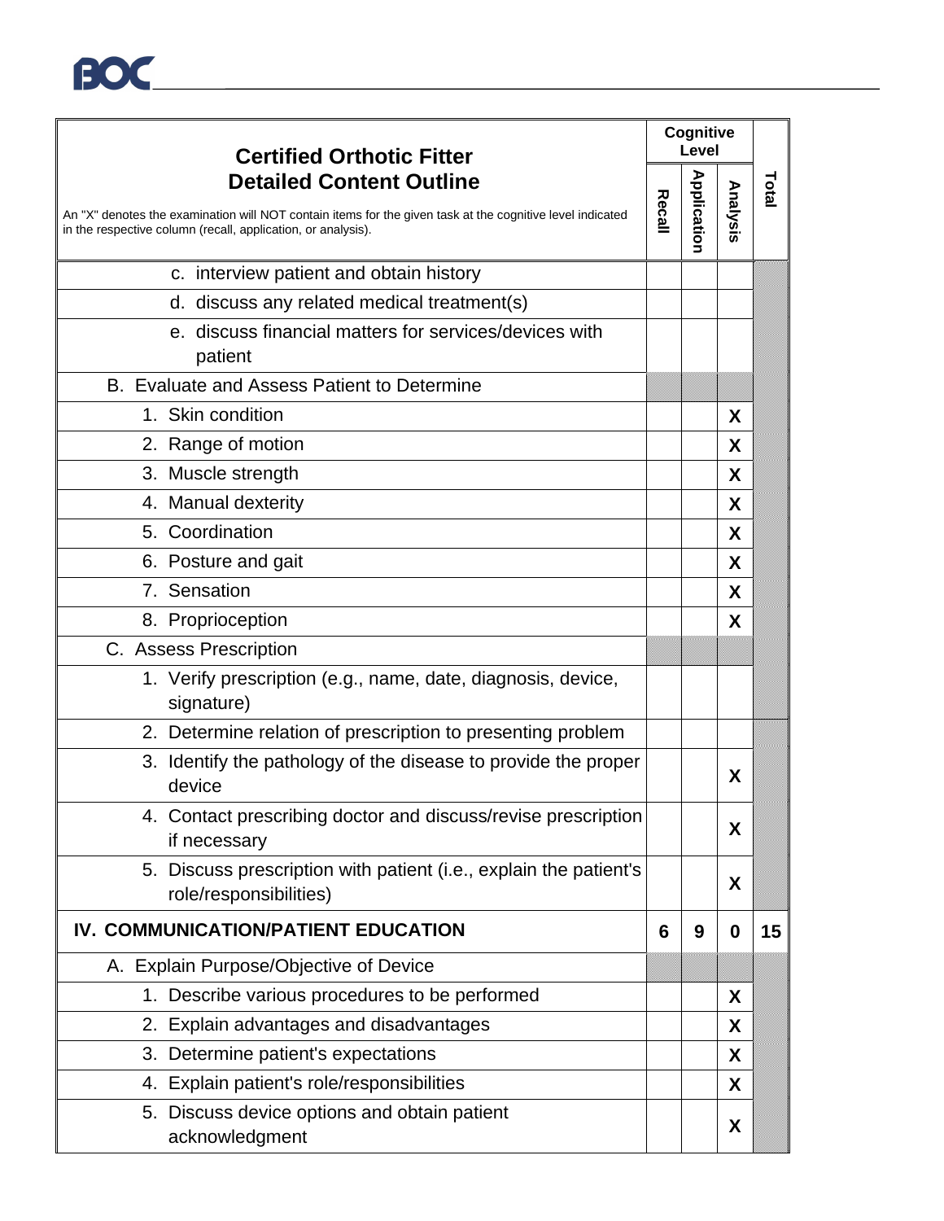| Certified Orthotic Fitter Detailed Content Outline<br><br>An "X" denotes the examination will NOT contain items for the given task at the cognitive level indicated in the respective column (recall, application, or analysis). | Cognitive Level | | | Total |
|---|---|---|---|---|
| | Recall | Application | Analysis | |
| c. interview patient and obtain history | | | | |
| d. discuss any related medical treatment(s) | | | | |
| e. discuss financial matters for services/devices with patient | | | | |
| B. Evaluate and Assess Patient to Determine | | | | |
| 1. Skin condition | | | X | |
| 2. Range of motion | | | X | |
| 3. Muscle strength | | | X | |
| 4. Manual dexterity | | | X | |
| 5. Coordination | | | X | |
| 6. Posture and gait | | | X | |
| 7. Sensation | | | X | |
| 8. Proprioception | | | X | |
| C. Assess Prescription | | | | |
| 1. Verify prescription (e.g., name, date, diagnosis, device, signature) | | | | |
| 2. Determine relation of prescription to presenting problem | | | | |
| 3. Identify the pathology of the disease to provide the proper device | | | X | |
| 4. Contact prescribing doctor and discuss/revise prescription if necessary | | | X | |
| 5. Discuss prescription with patient (i.e., explain the patient's role/responsibilities) | | | X | |
| **IV. COMMUNICATION/PATIENT EDUCATION** | **6** | **9** | **0** | **15** |
| A. Explain Purpose/Objective of Device | | | | |
| 1. Describe various procedures to be performed | | | X | |
| 2. Explain advantages and disadvantages | | | X | |
| 3. Determine patient's expectations | | | X | |
| 4. Explain patient's role/responsibilities | | | X | |
| 5. Discuss device options and obtain patient acknowledgment | | | X | |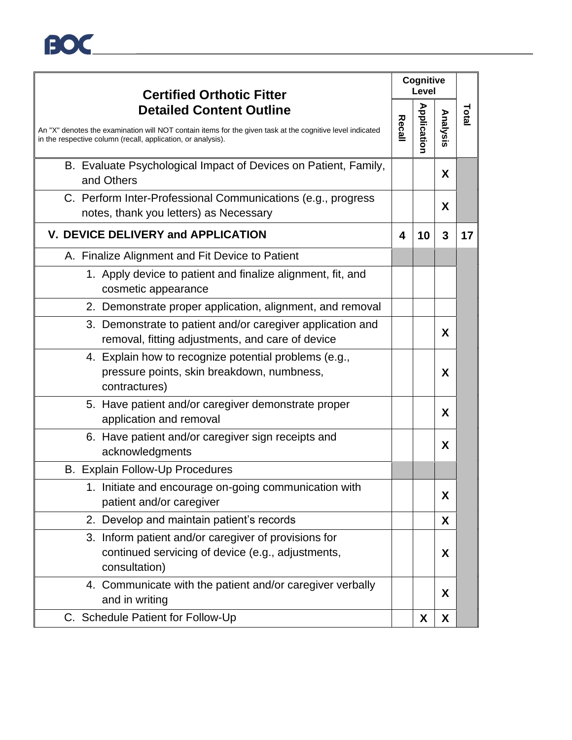| Certified Orthotic Fitter Detailed Content Outline<br>An "X" denotes the examination will NOT contain items for the given task at the cognitive level indicated in the respective column (recall, application, or analysis). | Cognitive Level | | | Total |
|---|---|---|---|---|
| | Recall | Application | Analysis | |
| B. Evaluate Psychological Impact of Devices on Patient, Family, and Others | | | X | |
| C. Perform Inter-Professional Communications (e.g., progress notes, thank you letters) as Necessary | | | X | |
| **V. DEVICE DELIVERY and APPLICATION** | **4** | **10** | **3** | **17** |
| A. Finalize Alignment and Fit Device to Patient | | | | |
| 1. Apply device to patient and finalize alignment, fit, and cosmetic appearance | | | | |
| 2. Demonstrate proper application, alignment, and removal | | | | |
| 3. Demonstrate to patient and/or caregiver application and removal, fitting adjustments, and care of device | | | X | |
| 4. Explain how to recognize potential problems (e.g., pressure points, skin breakdown, numbness, contractures) | | | X | |
| 5. Have patient and/or caregiver demonstrate proper application and removal | | | X | |
| 6. Have patient and/or caregiver sign receipts and acknowledgments | | | X | |
| B. Explain Follow-Up Procedures | | | | |
| 1. Initiate and encourage on-going communication with patient and/or caregiver | | | X | |
| 2. Develop and maintain patient's records | | | X | |
| 3. Inform patient and/or caregiver of provisions for continued servicing of device (e.g., adjustments, consultation) | | | X | |
| 4. Communicate with the patient and/or caregiver verbally and in writing | | | X | |
| C. Schedule Patient for Follow-Up | | X | X | |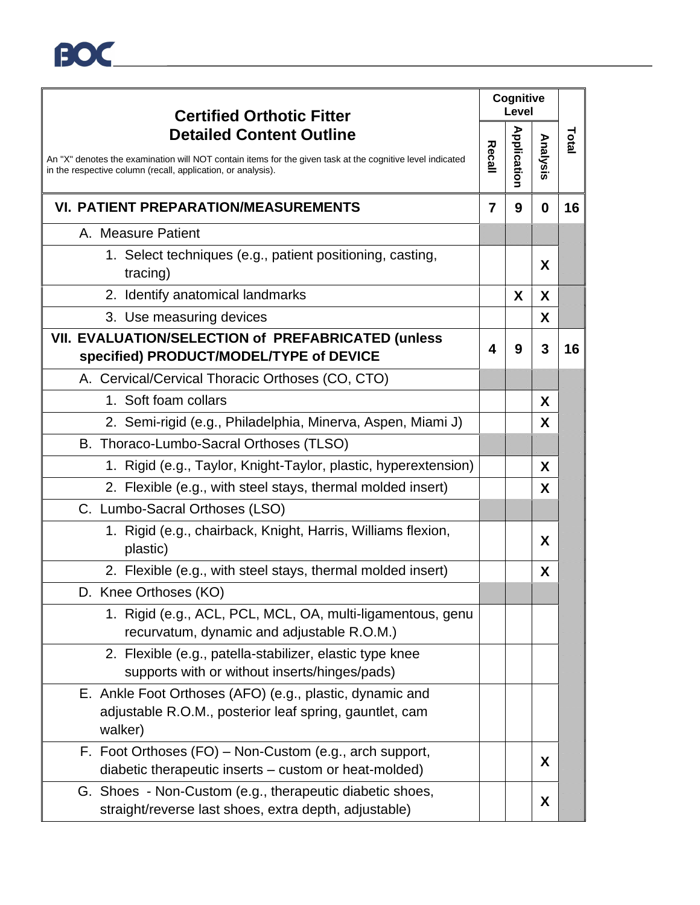| **Certified Orthotic Fitter Detailed Content Outline**<br><br>An "X" denotes the examination will NOT contain items for the given task at the cognitive level indicated in the respective column (recall, application, or analysis). | **Cognitive Level** | | | **Total** |
|---|---|---|---|---|
| | **Recall** | **Application** | **Analysis** | |
| **VI. PATIENT PREPARATION/MEASUREMENTS** | **7** | **9** | **0** | **16** |
| A. Measure Patient | | | | |
| 1. Select techniques (e.g., patient positioning, casting, tracing) | | | X | |
| 2. Identify anatomical landmarks | | X | X | |
| 3. Use measuring devices | | | X | |
| **VII. EVALUATION/SELECTION of PREFABRICATED (unless specified) PRODUCT/MODEL/TYPE of DEVICE** | **4** | **9** | **3** | **16** |
| A. Cervical/Cervical Thoracic Orthoses (CO, CTO) | | | | |
| 1. Soft foam collars | | | X | |
| 2. Semi-rigid (e.g., Philadelphia, Minerva, Aspen, Miami J) | | | X | |
| B. Thoraco-Lumbo-Sacral Orthoses (TLSO) | | | | |
| 1. Rigid (e.g., Taylor, Knight-Taylor, plastic, hyperextension) | | | X | |
| 2. Flexible (e.g., with steel stays, thermal molded insert) | | | X | |
| C. Lumbo-Sacral Orthoses (LSO) | | | | |
| 1. Rigid (e.g., chairback, Knight, Harris, Williams flexion, plastic) | | | X | |
| 2. Flexible (e.g., with steel stays, thermal molded insert) | | | X | |
| D. Knee Orthoses (KO) | | | | |
| 1. Rigid (e.g., ACL, PCL, MCL, OA, multi-ligamentous, genu recurvatum, dynamic and adjustable R.O.M.) | | | | |
| 2. Flexible (e.g., patella-stabilizer, elastic type knee supports with or without inserts/hinges/pads) | | | | |
| E. Ankle Foot Orthoses (AFO) (e.g., plastic, dynamic and adjustable R.O.M., posterior leaf spring, gauntlet, cam walker) | | | | |
| F. Foot Orthoses (FO) – Non-Custom (e.g., arch support, diabetic therapeutic inserts – custom or heat-molded) | | | X | |
| G. Shoes - Non-Custom (e.g., therapeutic diabetic shoes, straight/reverse last shoes, extra depth, adjustable) | | | X | |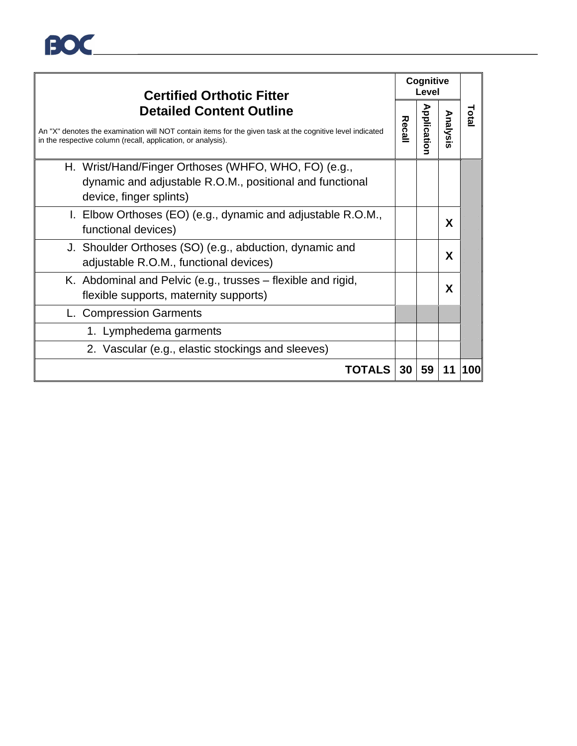| Certified Orthotic Fitter Detailed Content Outline<br>An "X" denotes the examination will NOT contain items for the given task at the cognitive level indicated in the respective column (recall, application, or analysis). | Cognitive Level | | | Total |
|---|---|---|---|---|
| | Recall | Application | Analysis | |
| H. Wrist/Hand/Finger Orthoses (WHFO, WHO, FO) (e.g., dynamic and adjustable R.O.M., positional and functional device, finger splints) | | | | |
| I. Elbow Orthoses (EO) (e.g., dynamic and adjustable R.O.M., functional devices) | | | X | |
| J. Shoulder Orthoses (SO) (e.g., abduction, dynamic and adjustable R.O.M., functional devices) | | | X | |
| K. Abdominal and Pelvic (e.g., trusses – flexible and rigid, flexible supports, maternity supports) | | | X | |
| L. Compression Garments | | | | |
| 1. Lymphedema garments | | | | |
| 2. Vascular (e.g., elastic stockings and sleeves) | | | | |
| **TOTALS** | **30** | **59** | **11** | **100** |